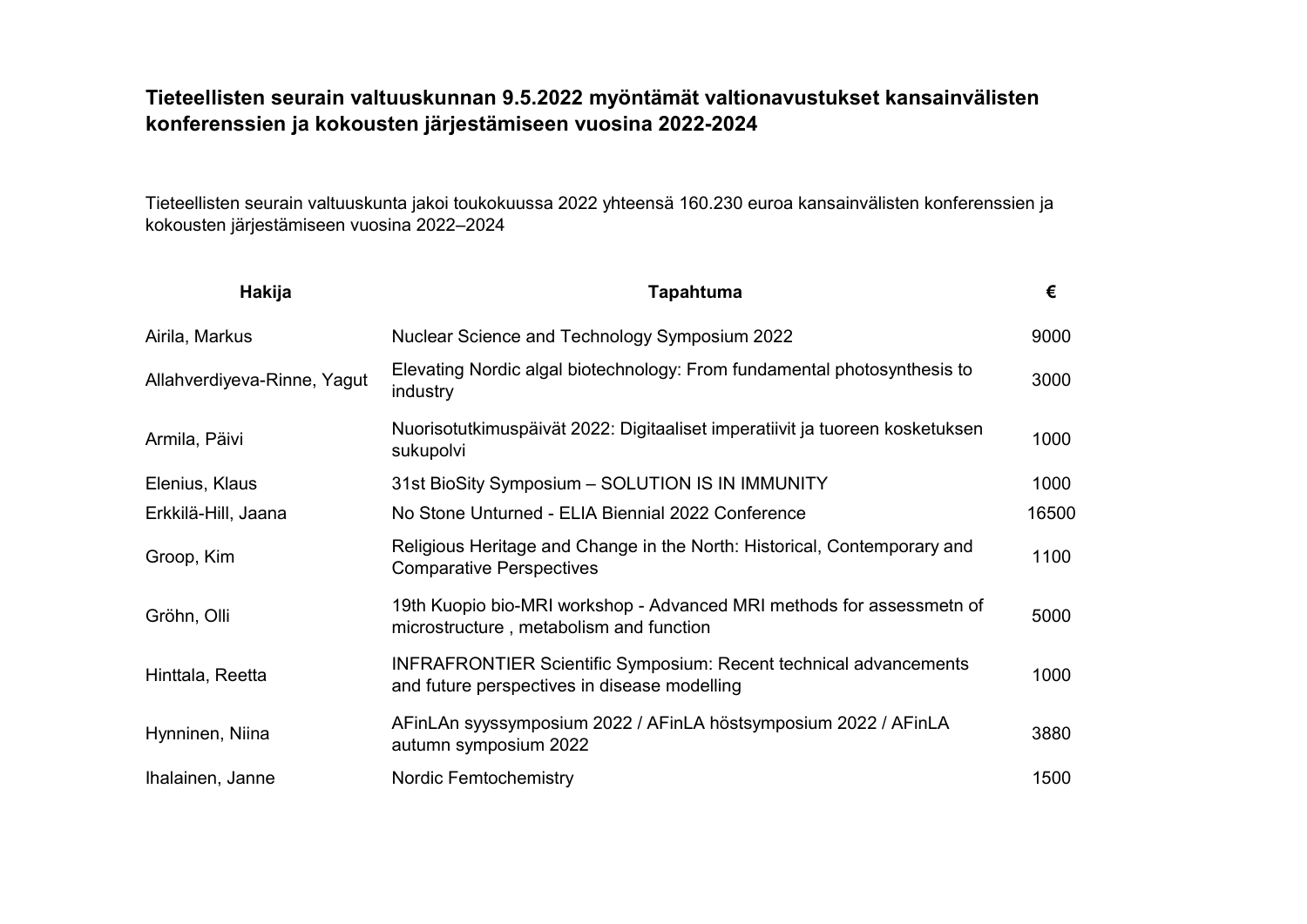## Tieteellisten seurain valtuuskunnan 9.5.2022 myöntämät valtionavustukset kansainvälisten konferenssien ja kokousten järjestämiseen vuosina 2022-2024

Tieteellisten seurain valtuuskunta jakoi toukokuussa 2022 yhteensä 160.230 euroa kansainvälisten konferenssien ja kokousten järjestämiseen vuosina 2022–2024

| Hakija | Tapahtuma | € |
|---|---|---|
| Airila, Markus | Nuclear Science and Technology Symposium 2022 | 9000 |
| Allahverdiyeva-Rinne, Yagut | Elevating Nordic algal biotechnology: From fundamental photosynthesis to industry | 3000 |
| Armila, Päivi | Nuorisotutkimuspäivät 2022: Digitaaliset imperatiivit ja tuoreen kosketuksen sukupolvi | 1000 |
| Elenius, Klaus | 31st BioSity Symposium – SOLUTION IS IN IMMUNITY | 1000 |
| Erkkilä-Hill, Jaana | No Stone Unturned - ELIA Biennial 2022 Conference | 16500 |
| Groop, Kim | Religious Heritage and Change in the North: Historical, Contemporary and Comparative Perspectives | 1100 |
| Gröhn, Olli | 19th Kuopio bio-MRI workshop - Advanced MRI methods for assessmetn of microstructure , metabolism and function | 5000 |
| Hinttala, Reetta | INFRAFRONTIER Scientific Symposium: Recent technical advancements and future perspectives in disease modelling | 1000 |
| Hynninen, Niina | AFinLAn syyssymposium 2022 / AFinLA höstsymposium 2022 / AFinLA autumn symposium 2022 | 3880 |
| Ihalainen, Janne | Nordic Femtochemistry | 1500 |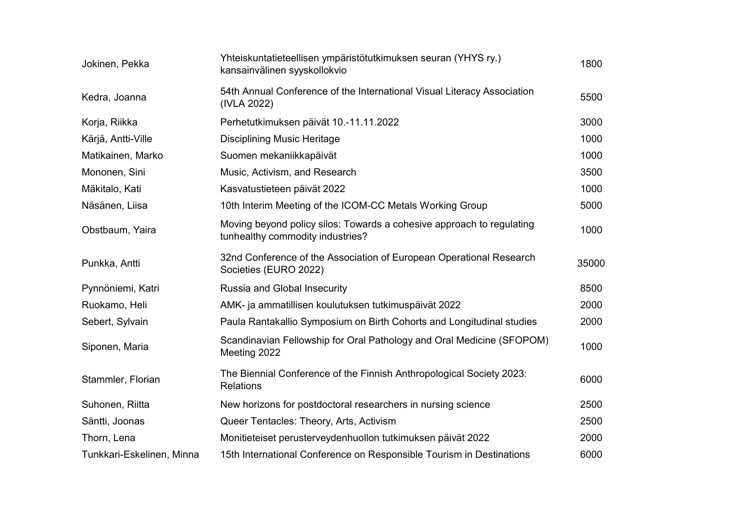| | | |
|---|---|---|
| Jokinen, Pekka | Yhteiskuntatieteellisen ympäristötutkimuksen seuran (YHYS ry.) kansainvälinen syyskollokvio | 1800 |
| Kedra, Joanna | 54th Annual Conference of the International Visual Literacy Association (IVLA 2022) | 5500 |
| Korja, Riikka | Perhetutkimuksen päivät 10.-11.11.2022 | 3000 |
| Kärjä, Antti-Ville | Disciplining Music Heritage | 1000 |
| Matikainen, Marko | Suomen mekaniikkapäivät | 1000 |
| Mononen, Sini | Music, Activism, and Research | 3500 |
| Mäkitalo, Kati | Kasvatustieteen päivät 2022 | 1000 |
| Näsänen, Liisa | 10th Interim Meeting of the ICOM-CC Metals Working Group | 5000 |
| Obstbaum, Yaira | Moving beyond policy silos: Towards a cohesive approach to regulating tunhealthy commodity industries? | 1000 |
| Punkka, Antti | 32nd Conference of the Association of European Operational Research Societies (EURO 2022) | 35000 |
| Pynnöniemi, Katri | Russia and Global Insecurity | 8500 |
| Ruokamo, Heli | AMK- ja ammatillisen koulutuksen tutkimuspäivät 2022 | 2000 |
| Sebert, Sylvain | Paula Rantakallio Symposium on Birth Cohorts and Longitudinal studies | 2000 |
| Siponen, Maria | Scandinavian Fellowship for Oral Pathology and Oral Medicine (SFOPOM) Meeting 2022 | 1000 |
| Stammler, Florian | The Biennial Conference of the Finnish Anthropological Society 2023: Relations | 6000 |
| Suhonen, Riitta | New horizons for postdoctoral researchers in nursing science | 2500 |
| Säntti, Joonas | Queer Tentacles: Theory, Arts, Activism | 2500 |
| Thorn, Lena | Monitieteiset perusterveydenhuollon tutkimuksen päivät 2022 | 2000 |
| Tunkkari-Eskelinen, Minna | 15th International Conference on Responsible Tourism in Destinations | 6000 |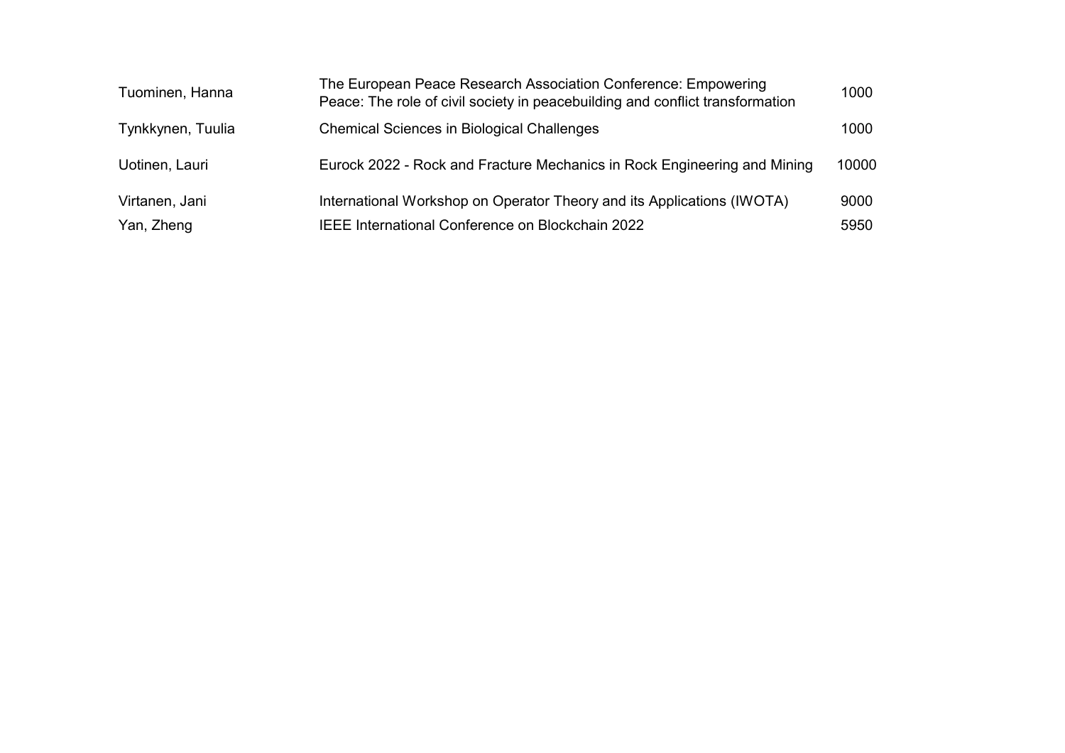| | | |
|---|---|---|
| Tuominen, Hanna | The European Peace Research Association Conference: Empowering Peace: The role of civil society in peacebuilding and conflict transformation | 1000 |
| Tynkkynen, Tuulia | Chemical Sciences in Biological Challenges | 1000 |
| Uotinen, Lauri | Eurock 2022 - Rock and Fracture Mechanics in Rock Engineering and Mining | 10000 |
| Virtanen, Jani | International Workshop on Operator Theory and its Applications (IWOTA) | 9000 |
| Yan, Zheng | IEEE International Conference on Blockchain 2022 | 5950 |